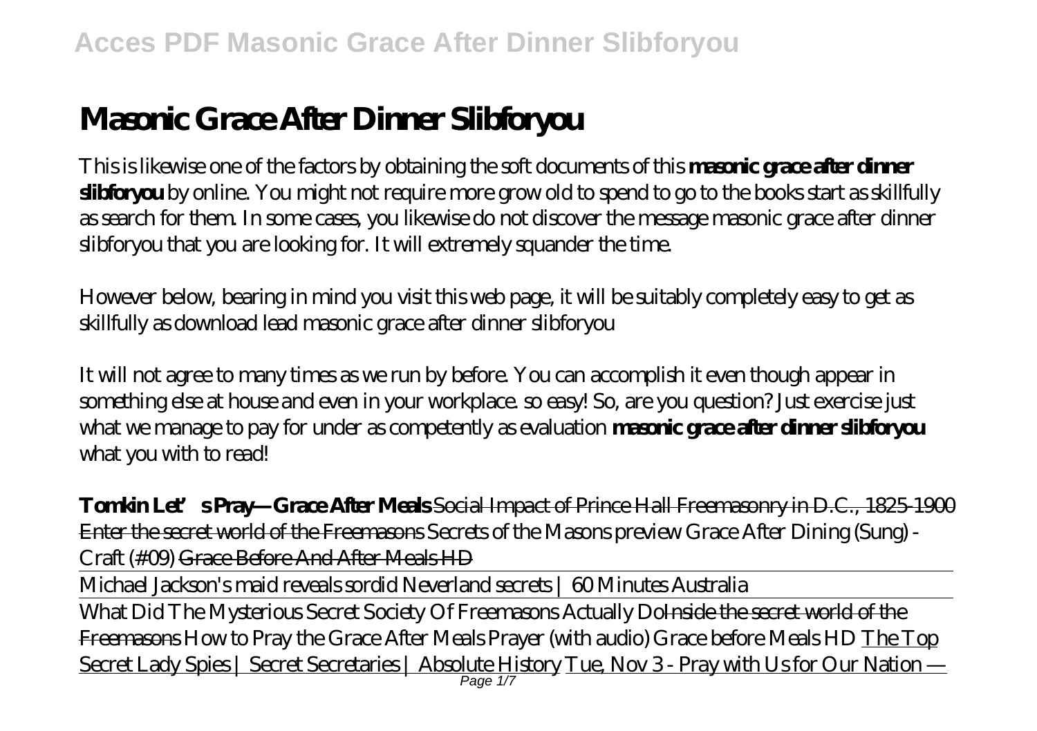# Masonic Grace After Dinner Slibforyou

This is likewise one of the factors by obtaining the soft documents of this **masonic grace after dinner slibforyou** by online. You might not require more grow old to spend to go to the books start as skillfully as search for them. In some cases, you likewise do not discover the message masonic grace after dinner slibforyou that you are looking for. It will extremely squander the time.

However below, bearing in mind you visit this web page, it will be suitably completely easy to get as skillfully as download lead masonic grace after dinner slibforyou

It will not agree to many times as we run by before. You can accomplish it even though appear in something else at house and even in your workplace. so easy! So, are you question? Just exercise just what we manage to pay for under as competently as evaluation **masonic grace after dinner slibforyou** what you with to read!

**Tomkin Let's Pray—Grace After Meals** Social Impact of Prince Hall Freemasonry in D.C., 1825-1900 Enter the secret world of the Freemasons *Secrets of the Masons preview* *Grace After Dining (Sung) - Craft (#09)* Grace Before And After Meals HD

Michael Jackson's maid reveals sordid Neverland secrets | 60 Minutes Australia

What Did The Mysterious Secret Society Of Freemasons Actually Do Inside the secret world of the Freemasons *How to Pray the Grace After Meals Prayer (with audio)* *Grace before Meals HD* The Top Secret Lady Spies | Secret Secretaries | Absolute History Tue, Nov 3 - Pray with Us for Our Nation —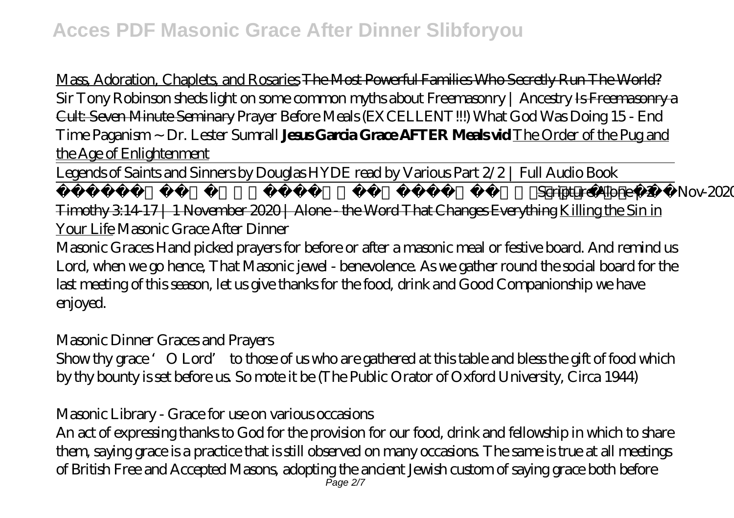Mass, Adoration, Chaplets, and Rosaries ~~The Most Powerful Families Who Secretly Run The World?~~ *Sir Tony Robinson sheds light on some common myths about Freemasonry | Ancestry* ~~Is Freemasonry a Cult: Seven Minute Seminary~~ *Prayer Before Meals (EXCELLENT!!!)* *What God Was Doing 15 - End Time Paganism ~ Dr. Lester Sumrall* **Jesus Garcia Grace AFTER Meals vid** The Order of the Pug and the Age of Enlightenment

Legends of Saints and Sinners by Douglas HYDE read by Various Part 2/2 | Full Audio Book

Scripture Alone | 2 Timothy 3:14-17 | 1 November 2020 | Alone - the Word That Changes Everything Killing the Sin in Your Life *Masonic Grace After Dinner*

Masonic Graces Hand picked prayers for before or after a masonic meal or festive board. And remind us Lord, when we go hence, That Masonic jewel - benevolence. As we gather round the social board for the last meeting of this season, let us give thanks for the food, drink and Good Companionship we have enjoyed.

*Masonic Dinner Graces and Prayers*

Show thy grace 'O Lord' to those of us who are gathered at this table and bless the gift of food which by thy bounty is set before us. So mote it be (The Public Orator of Oxford University, Circa 1944)

*Masonic Library - Grace for use on various occasions*

An act of expressing thanks to God for the provision for our food, drink and fellowship in which to share them, saying grace is a practice that is still observed on many occasions. The same is true at all meetings of British Free and Accepted Masons, adopting the ancient Jewish custom of saying grace both before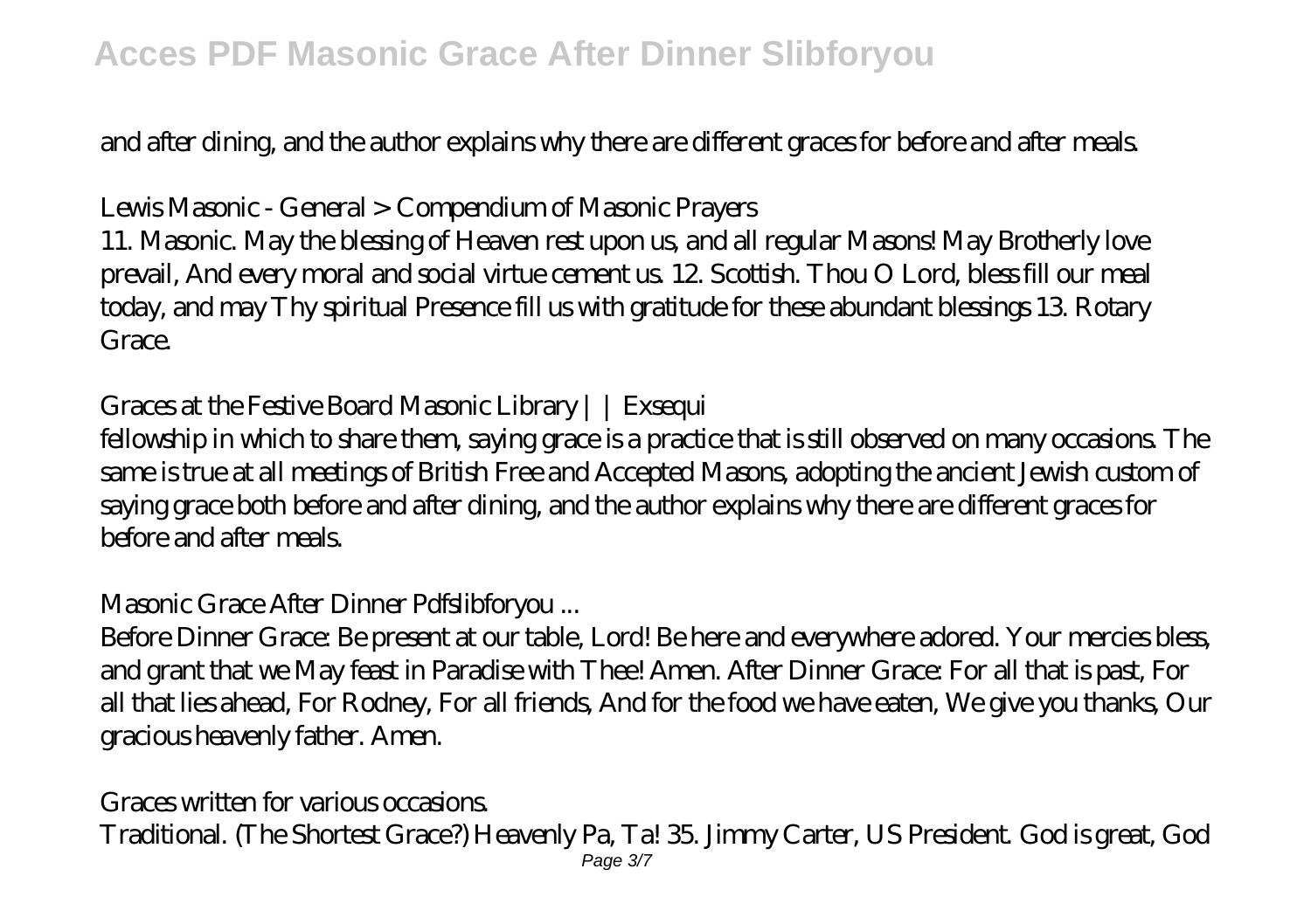and after dining, and the author explains why there are different graces for before and after meals.

Lewis Masonic - General > Compendium of Masonic Prayers

11. Masonic. May the blessing of Heaven rest upon us, and all regular Masons! May Brotherly love prevail, And every moral and social virtue cement us. 12. Scottish. Thou O Lord, bless fill our meal today, and may Thy spiritual Presence fill us with gratitude for these abundant blessings 13. Rotary Grace.

Graces at the Festive Board Masonic Library | | Exsequi

fellowship in which to share them, saying grace is a practice that is still observed on many occasions. The same is true at all meetings of British Free and Accepted Masons, adopting the ancient Jewish custom of saying grace both before and after dining, and the author explains why there are different graces for before and after meals.

Masonic Grace After Dinner Pdfslibforyou ...

Before Dinner Grace: Be present at our table, Lord! Be here and everywhere adored. Your mercies bless, and grant that we May feast in Paradise with Thee! Amen. After Dinner Grace: For all that is past, For all that lies ahead, For Rodney, For all friends, And for the food we have eaten, We give you thanks, Our gracious heavenly father. Amen.

Graces written for various occasions.

Traditional. (The Shortest Grace?) Heavenly Pa, Ta! 35. Jimmy Carter, US President. God is great, God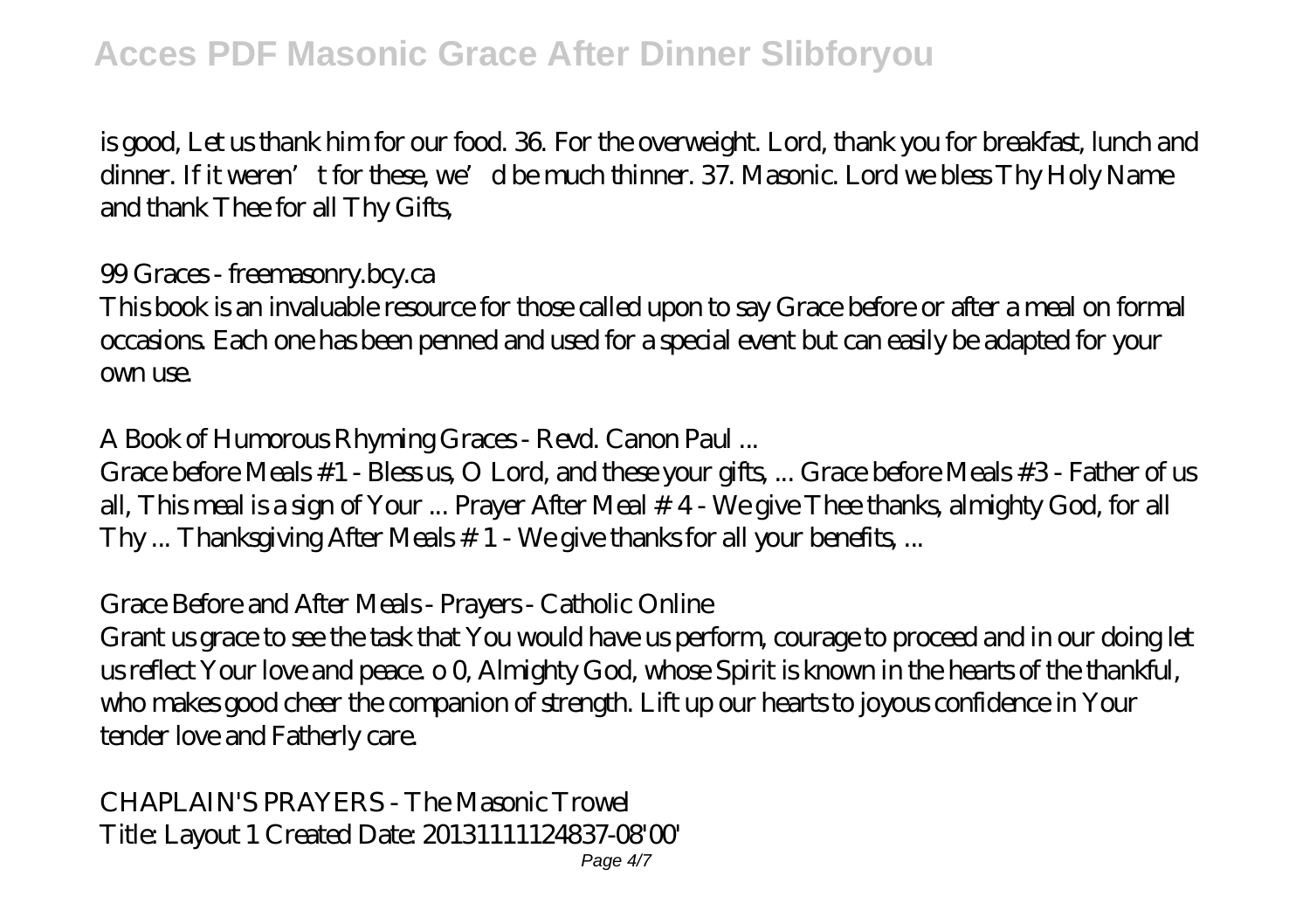is good, Let us thank him for our food. 36. For the overweight. Lord, thank you for breakfast, lunch and dinner. If it weren't for these, we'd be much thinner. 37. Masonic. Lord we bless Thy Holy Name and thank Thee for all Thy Gifts,

*99 Graces - freemasonry.bcy.ca*

This book is an invaluable resource for those called upon to say Grace before or after a meal on formal occasions. Each one has been penned and used for a special event but can easily be adapted for your own use.

*A Book of Humorous Rhyming Graces - Revd. Canon Paul ...*

Grace before Meals #1 - Bless us, O Lord, and these your gifts, ... Grace before Meals #3 - Father of us all, This meal is a sign of Your ... Prayer After Meal # 4 - We give Thee thanks, almighty God, for all Thy ... Thanksgiving After Meals # 1 - We give thanks for all your benefits, ...

*Grace Before and After Meals - Prayers - Catholic Online*

Grant us grace to see the task that You would have us perform, courage to proceed and in our doing let us reflect Your love and peace. o 0, Almighty God, whose Spirit is known in the hearts of the thankful, who makes good cheer the companion of strength. Lift up our hearts to joyous confidence in Your tender love and Fatherly care.

*CHAPLAIN'S PRAYERS - The Masonic Trowel*

Title: Layout 1 Created Date: 20131111124837-08'00'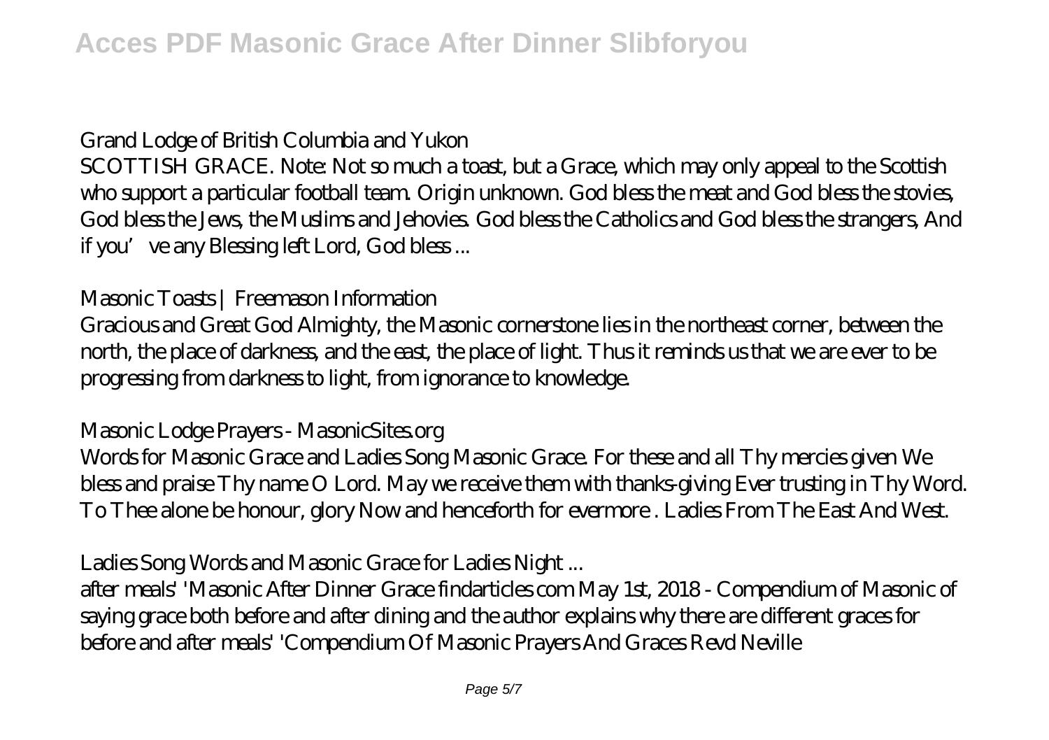## Grand Lodge of British Columbia and Yukon

SCOTTISH GRACE. Note: Not so much a toast, but a Grace, which may only appeal to the Scottish who support a particular football team. Origin unknown. God bless the meat and God bless the stovies, God bless the Jews, the Muslims and Jehovies. God bless the Catholics and God bless the strangers, And if you've any Blessing left Lord, God bless ...

## Masonic Toasts | Freemason Information

Gracious and Great God Almighty, the Masonic cornerstone lies in the northeast corner, between the north, the place of darkness, and the east, the place of light. Thus it reminds us that we are ever to be progressing from darkness to light, from ignorance to knowledge.

## Masonic Lodge Prayers - MasonicSites.org

Words for Masonic Grace and Ladies Song Masonic Grace. For these and all Thy mercies given We bless and praise Thy name O Lord. May we receive them with thanks-giving Ever trusting in Thy Word. To Thee alone be honour, glory Now and henceforth for evermore . Ladies From The East And West.

## Ladies Song Words and Masonic Grace for Ladies Night ...

after meals' 'Masonic After Dinner Grace findarticles com May 1st, 2018 - Compendium of Masonic of saying grace both before and after dining and the author explains why there are different graces for before and after meals' 'Compendium Of Masonic Prayers And Graces Revd Neville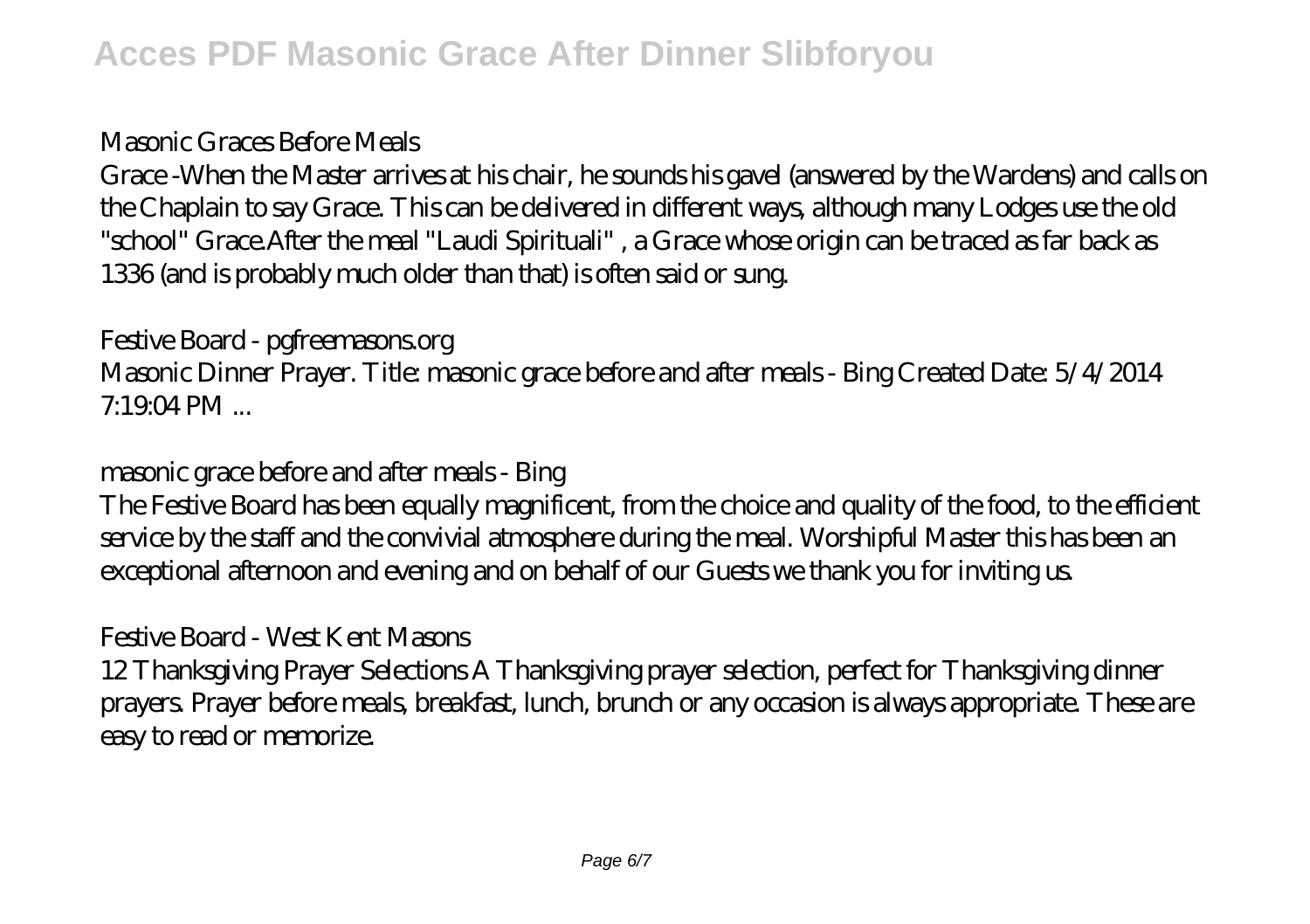*Masonic Graces Before Meals*

Grace -When the Master arrives at his chair, he sounds his gavel (answered by the Wardens) and calls on the Chaplain to say Grace. This can be delivered in different ways, although many Lodges use the old "school" Grace.After the meal "Laudi Spirituali" , a Grace whose origin can be traced as far back as 1336 (and is probably much older than that) is often said or sung.

*Festive Board - pgfreemasons.org*

Masonic Dinner Prayer. Title: masonic grace before and after meals - Bing Created Date: 5/4/2014 7:19:04 PM ...

*masonic grace before and after meals - Bing*

The Festive Board has been equally magnificent, from the choice and quality of the food, to the efficient service by the staff and the convivial atmosphere during the meal. Worshipful Master this has been an exceptional afternoon and evening and on behalf of our Guests we thank you for inviting us.

*Festive Board - West Kent Masons*

12 Thanksgiving Prayer Selections A Thanksgiving prayer selection, perfect for Thanksgiving dinner prayers. Prayer before meals, breakfast, lunch, brunch or any occasion is always appropriate. These are easy to read or memorize.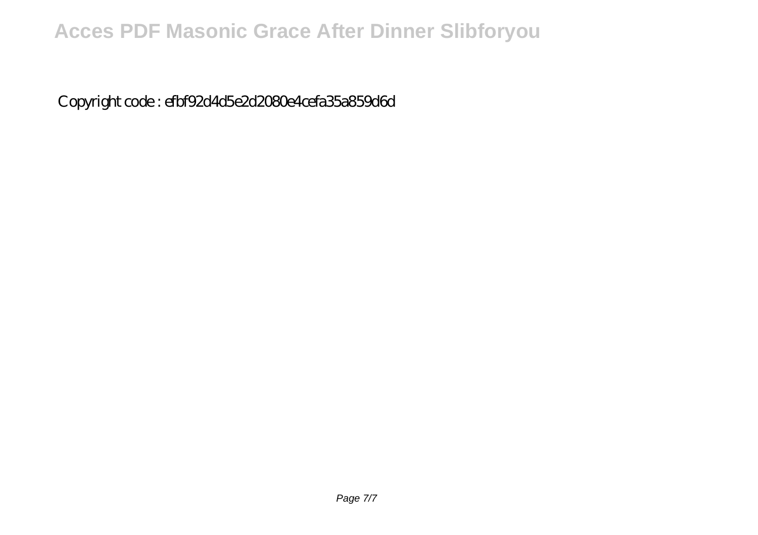Copyright code : efbf92d4d5e2d2080e4cefa35a859d6d